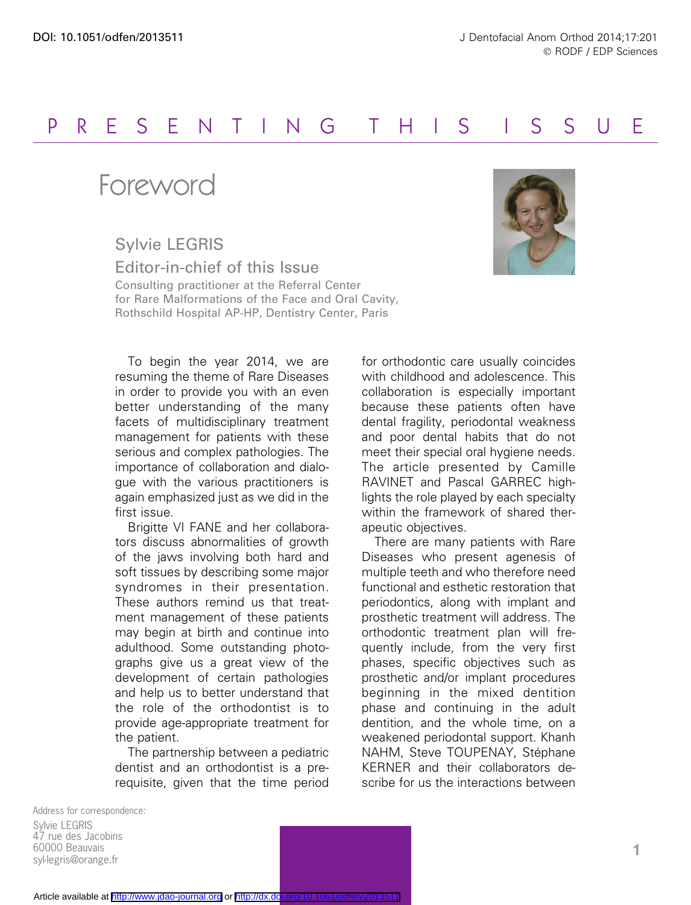PRESENTING THIS ISSUE

# Foreword

**Sylvie LEGRIS**

**Editor-in-chief of this Issue**

Consulting practitioner at the Referral Center for Rare Malformations of the Face and Oral Cavity, Rothschild Hospital AP-HP, Dentistry Center, Paris

To begin the year 2014, we are resuming the theme of Rare Diseases in order to provide you with an even better understanding of the many facets of multidisciplinary treatment management for patients with these serious and complex pathologies. The importance of collaboration and dialogue with the various practitioners is again emphasized just as we did in the first issue.

Brigitte VI FANE and her collaborators discuss abnormalities of growth of the jaws involving both hard and soft tissues by describing some major syndromes in their presentation. These authors remind us that treatment management of these patients may begin at birth and continue into adulthood. Some outstanding photographs give us a great view of the development of certain pathologies and help us to better understand that the role of the orthodontist is to provide age-appropriate treatment for the patient.

The partnership between a pediatric dentist and an orthodontist is a prerequisite, given that the time period for orthodontic care usually coincides with childhood and adolescence. This collaboration is especially important because these patients often have dental fragility, periodontal weakness and poor dental habits that do not meet their special oral hygiene needs. The article presented by Camille RAVINET and Pascal GARREC highlights the role played by each specialty within the framework of shared therapeutic objectives.

There are many patients with Rare Diseases who present agenesis of multiple teeth and who therefore need functional and esthetic restoration that periodontics, along with implant and prosthetic treatment will address. The orthodontic treatment plan will frequently include, from the very first phases, specific objectives such as prosthetic and/or implant procedures beginning in the mixed dentition phase and continuing in the adult dentition, and the whole time, on a weakened periodontal support. Khanh NAHM, Steve TOUPENAY, Stéphane KERNER and their collaborators describe for us the interactions between

Address for correspondence:
Sylvie LEGRIS
47 rue des Jacobins
60000 Beauvais
syl-legris@orange.fr

Article available at http://www.jdao-journal.org or http://dx.doi.org/10.1051/odfen/2013511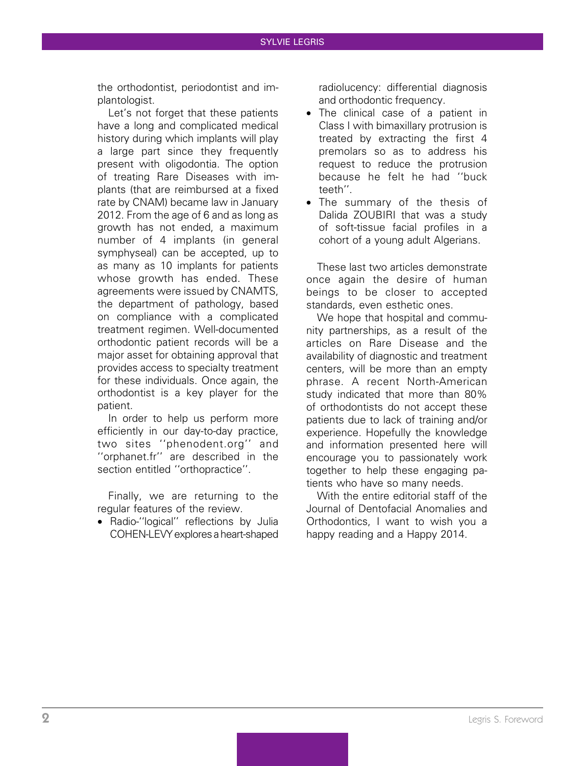the orthodontist, periodontist and implantologist.

Let's not forget that these patients have a long and complicated medical history during which implants will play a large part since they frequently present with oligodontia. The option of treating Rare Diseases with implants (that are reimbursed at a fixed rate by CNAM) became law in January 2012. From the age of 6 and as long as growth has not ended, a maximum number of 4 implants (in general symphyseal) can be accepted, up to as many as 10 implants for patients whose growth has ended. These agreements were issued by CNAMTS, the department of pathology, based on compliance with a complicated treatment regimen. Well-documented orthodontic patient records will be a major asset for obtaining approval that provides access to specialty treatment for these individuals. Once again, the orthodontist is a key player for the patient.

In order to help us perform more efficiently in our day-to-day practice, two sites ''phenodent.org'' and ''orphanet.fr'' are described in the section entitled ''orthopractice''.

Finally, we are returning to the regular features of the review.

- Radio-''logical'' reflections by Julia COHEN-LEVY explores a heart-shaped radiolucency: differential diagnosis and orthodontic frequency.
- The clinical case of a patient in Class I with bimaxillary protrusion is treated by extracting the first 4 premolars so as to address his request to reduce the protrusion because he felt he had ''buck teeth''.
- The summary of the thesis of Dalida ZOUBIRI that was a study of soft-tissue facial profiles in a cohort of a young adult Algerians.

These last two articles demonstrate once again the desire of human beings to be closer to accepted standards, even esthetic ones.

We hope that hospital and community partnerships, as a result of the articles on Rare Disease and the availability of diagnostic and treatment centers, will be more than an empty phrase. A recent North-American study indicated that more than 80% of orthodontists do not accept these patients due to lack of training and/or experience. Hopefully the knowledge and information presented here will encourage you to passionately work together to help these engaging patients who have so many needs.

With the entire editorial staff of the Journal of Dentofacial Anomalies and Orthodontics, I want to wish you a happy reading and a Happy 2014.